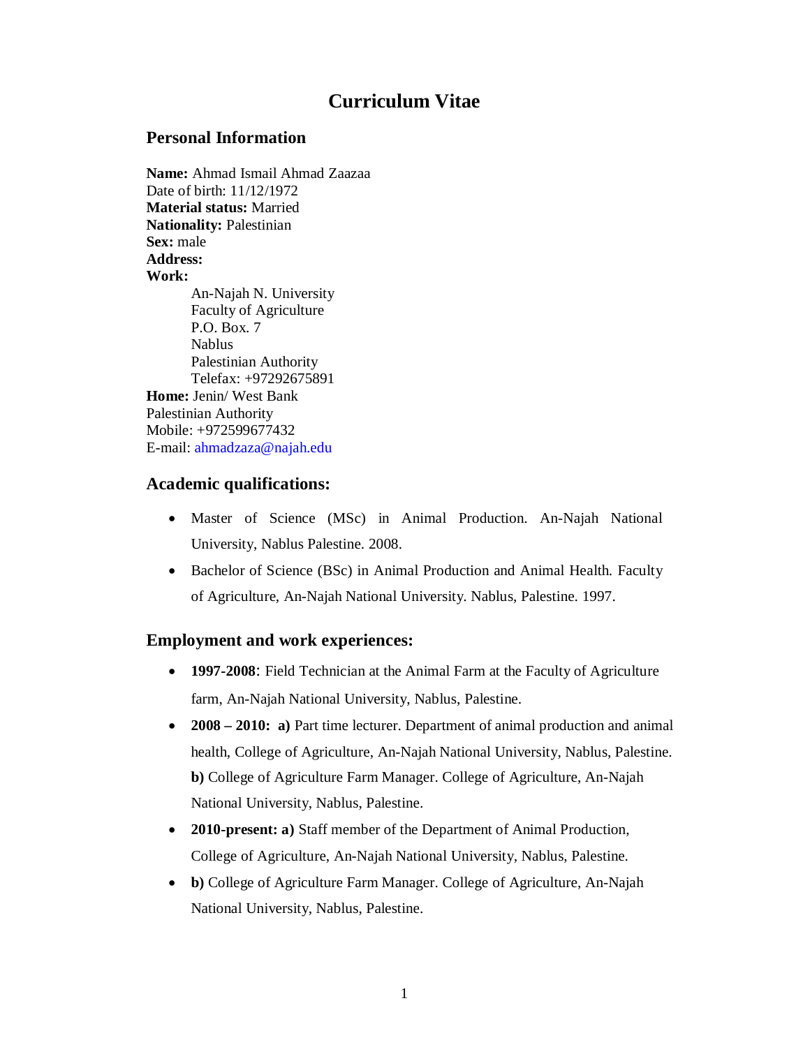# Curriculum Vitae

## Personal Information

**Name:** Ahmad Ismail Ahmad Zaazaa
Date of birth: 11/12/1972
**Material status:** Married
**Nationality:** Palestinian
**Sex:** male
**Address:**
**Work:**

An-Najah N. University
Faculty of Agriculture
P.O. Box. 7
Nablus
Palestinian Authority
Telefax: +97292675891

**Home:** Jenin/ West Bank
Palestinian Authority
Mobile: +972599677432
E-mail: ahmadzaza@najah.edu

## Academic qualifications:

- Master of Science (MSc) in Animal Production. An-Najah National University, Nablus Palestine. 2008.
- Bachelor of Science (BSc) in Animal Production and Animal Health. Faculty of Agriculture, An-Najah National University. Nablus, Palestine. 1997.

## Employment and work experiences:

- **1997-2008**: Field Technician at the Animal Farm at the Faculty of Agriculture farm, An-Najah National University, Nablus, Palestine.
- **2008 – 2010: a)** Part time lecturer. Department of animal production and animal health, College of Agriculture, An-Najah National University, Nablus, Palestine. **b)** College of Agriculture Farm Manager. College of Agriculture, An-Najah National University, Nablus, Palestine.
- **2010-present: a)** Staff member of the Department of Animal Production, College of Agriculture, An-Najah National University, Nablus, Palestine.
- **b)** College of Agriculture Farm Manager. College of Agriculture, An-Najah National University, Nablus, Palestine.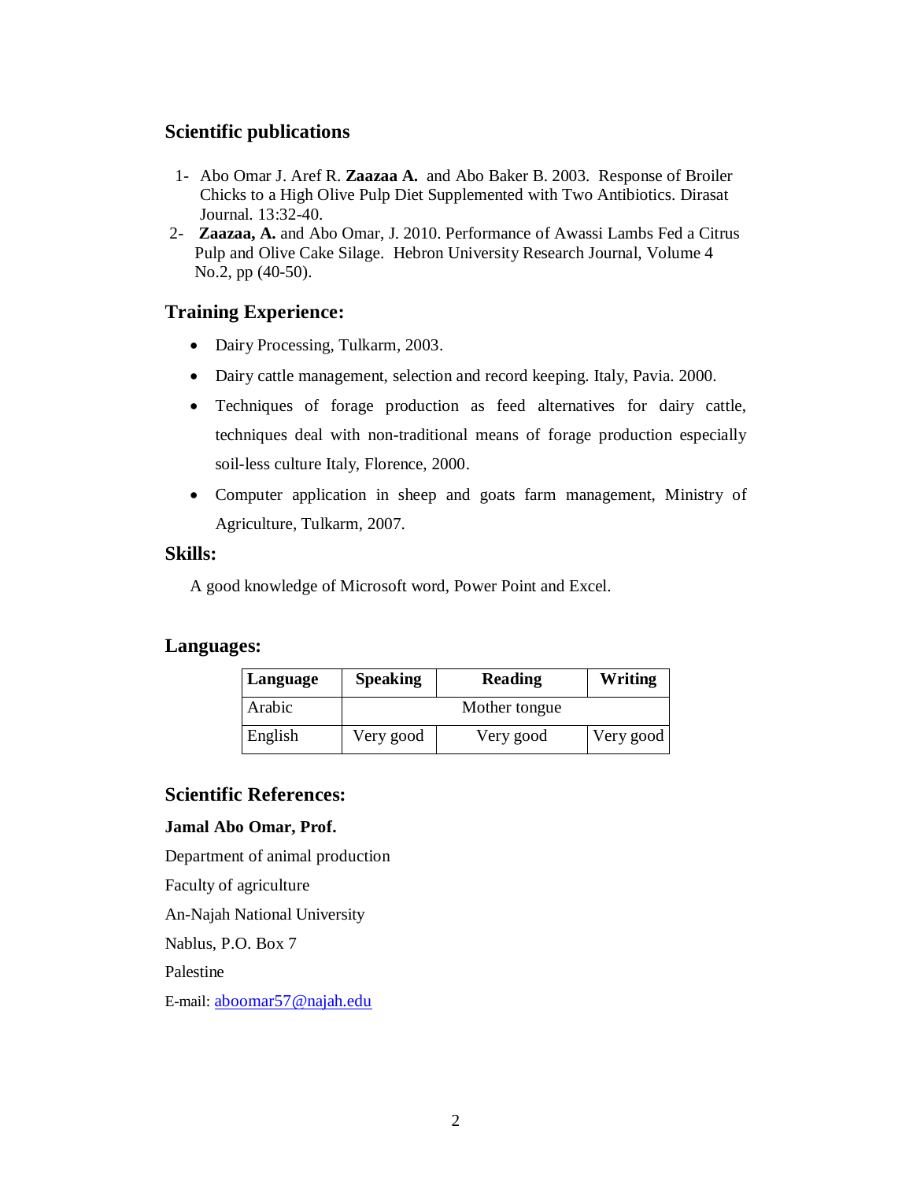## Scientific publications

1- Abo Omar J. Aref R. **Zaazaa A.** and Abo Baker B. 2003. Response of Broiler Chicks to a High Olive Pulp Diet Supplemented with Two Antibiotics. Dirasat Journal. 13:32-40.
2- **Zaazaa, A.** and Abo Omar, J. 2010. Performance of Awassi Lambs Fed a Citrus Pulp and Olive Cake Silage. Hebron University Research Journal, Volume 4 No.2, pp (40-50).

## Training Experience:

- Dairy Processing, Tulkarm, 2003.
- Dairy cattle management, selection and record keeping. Italy, Pavia. 2000.
- Techniques of forage production as feed alternatives for dairy cattle, techniques deal with non-traditional means of forage production especially soil-less culture Italy, Florence, 2000.
- Computer application in sheep and goats farm management, Ministry of Agriculture, Tulkarm, 2007.

## Skills:

A good knowledge of Microsoft word, Power Point and Excel.

## Languages:

| Language | Speaking | Reading | Writing |
|---|---|---|---|
| Arabic | Mother tongue | | |
| English | Very good | Very good | Very good |

## Scientific References:

**Jamal Abo Omar, Prof.**

Department of animal production

Faculty of agriculture

An-Najah National University

Nablus, P.O. Box 7

Palestine

E-mail: aboomar57@najah.edu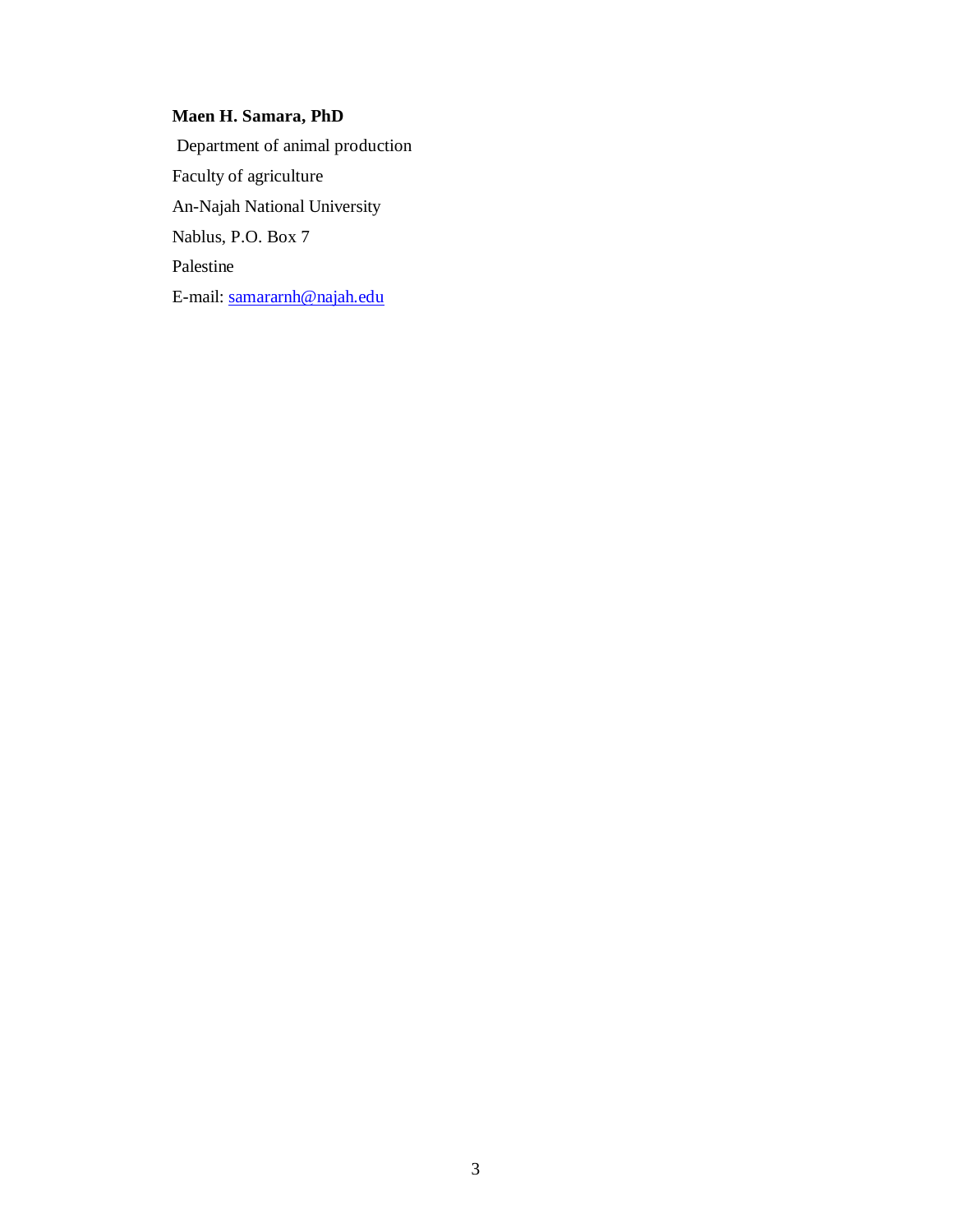**Maen H. Samara, PhD**

Department of animal production

Faculty of agriculture

An-Najah National University

Nablus, P.O. Box 7

Palestine

E-mail: samararnh@najah.edu